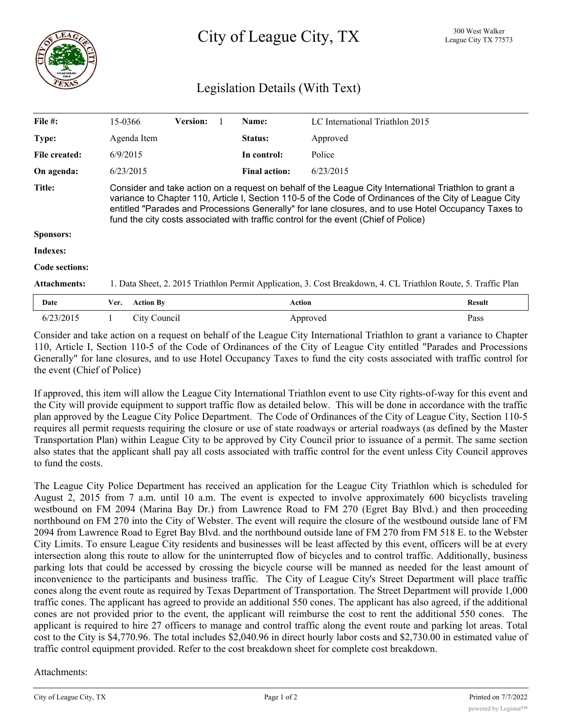# City of League City, TX

300 West Walker
League City TX 77573

## Legislation Details (With Text)

| | | | | | |
|---|---|---|---|---|---|
| **File #:** | 15-0366 | **Version:** 1 | **Name:** | LC International Triathlon 2015 | |
| **Type:** | Agenda Item | | **Status:** | Approved | |
| **File created:** | 6/9/2015 | | **In control:** | Police | |
| **On agenda:** | 6/23/2015 | | **Final action:** | 6/23/2015 | |

**Title:** Consider and take action on a request on behalf of the League City International Triathlon to grant a variance to Chapter 110, Article I, Section 110-5 of the Code of Ordinances of the City of League City entitled "Parades and Processions Generally" for lane closures, and to use Hotel Occupancy Taxes to fund the city costs associated with traffic control for the event (Chief of Police)

**Sponsors:**

**Indexes:**

**Code sections:**

**Attachments:** 1. Data Sheet, 2. 2015 Triathlon Permit Application, 3. Cost Breakdown, 4. CL Triathlon Route, 5. Traffic Plan

| Date | Ver. | Action By | Action | Result |
|---|---|---|---|---|
| 6/23/2015 | 1 | City Council | Approved | Pass |

Consider and take action on a request on behalf of the League City International Triathlon to grant a variance to Chapter 110, Article I, Section 110-5 of the Code of Ordinances of the City of League City entitled "Parades and Processions Generally" for lane closures, and to use Hotel Occupancy Taxes to fund the city costs associated with traffic control for the event (Chief of Police)

If approved, this item will allow the League City International Triathlon event to use City rights-of-way for this event and the City will provide equipment to support traffic flow as detailed below. This will be done in accordance with the traffic plan approved by the League City Police Department. The Code of Ordinances of the City of League City, Section 110-5 requires all permit requests requiring the closure or use of state roadways or arterial roadways (as defined by the Master Transportation Plan) within League City to be approved by City Council prior to issuance of a permit. The same section also states that the applicant shall pay all costs associated with traffic control for the event unless City Council approves to fund the costs.

The League City Police Department has received an application for the League City Triathlon which is scheduled for August 2, 2015 from 7 a.m. until 10 a.m. The event is expected to involve approximately 600 bicyclists traveling westbound on FM 2094 (Marina Bay Dr.) from Lawrence Road to FM 270 (Egret Bay Blvd.) and then proceeding northbound on FM 270 into the City of Webster. The event will require the closure of the westbound outside lane of FM 2094 from Lawrence Road to Egret Bay Blvd. and the northbound outside lane of FM 270 from FM 518 E. to the Webster City Limits. To ensure League City residents and businesses will be least affected by this event, officers will be at every intersection along this route to allow for the uninterrupted flow of bicycles and to control traffic. Additionally, business parking lots that could be accessed by crossing the bicycle course will be manned as needed for the least amount of inconvenience to the participants and business traffic. The City of League City's Street Department will place traffic cones along the event route as required by Texas Department of Transportation. The Street Department will provide 1,000 traffic cones. The applicant has agreed to provide an additional 550 cones. The applicant has also agreed, if the additional cones are not provided prior to the event, the applicant will reimburse the cost to rent the additional 550 cones. The applicant is required to hire 27 officers to manage and control traffic along the event route and parking lot areas. Total cost to the City is $4,770.96. The total includes $2,040.96 in direct hourly labor costs and $2,730.00 in estimated value of traffic control equipment provided. Refer to the cost breakdown sheet for complete cost breakdown.

Attachments: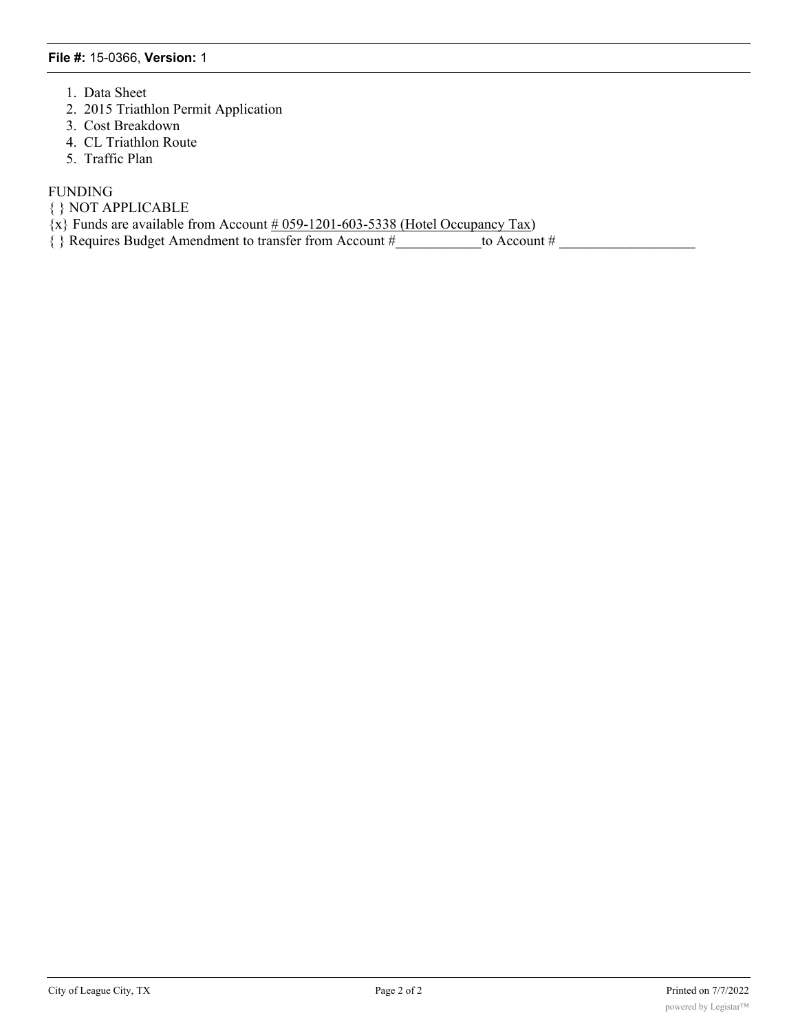1. Data Sheet
2. 2015 Triathlon Permit Application
3. Cost Breakdown
4. CL Triathlon Route
5. Traffic Plan

FUNDING

{ } NOT APPLICABLE

{x} Funds are available from Account # 059-1201-603-5338 (Hotel Occupancy Tax)

{ } Requires Budget Amendment to transfer from Account #____________to Account # ___________________